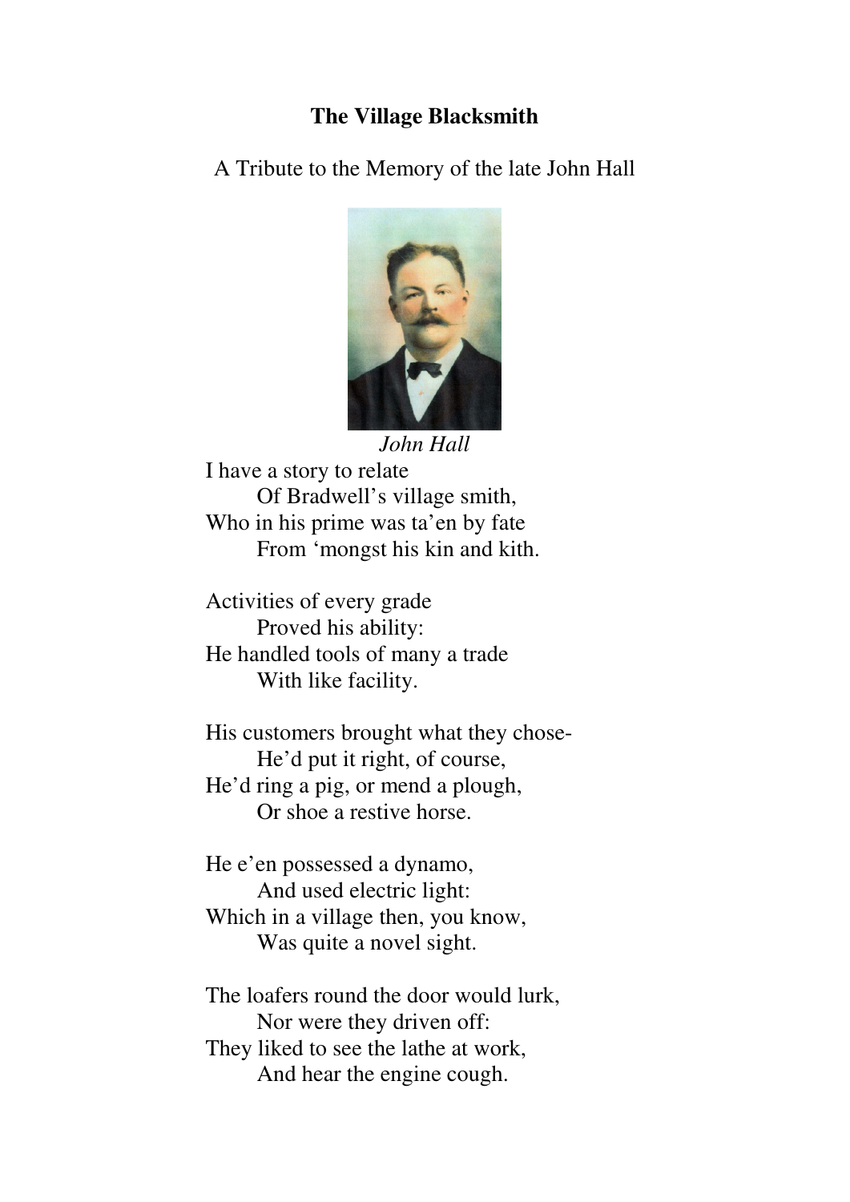# The Village Blacksmith

A Tribute to the Memory of the late John Hall

*John Hall*

I have a story to relate
Of Bradwell's village smith,
Who in his prime was ta'en by fate
From 'mongst his kin and kith.

Activities of every grade
Proved his ability:
He handled tools of many a trade
With like facility.

His customers brought what they chose-
He'd put it right, of course,
He'd ring a pig, or mend a plough,
Or shoe a restive horse.

He e'en possessed a dynamo,
And used electric light:
Which in a village then, you know,
Was quite a novel sight.

The loafers round the door would lurk,
Nor were they driven off:
They liked to see the lathe at work,
And hear the engine cough.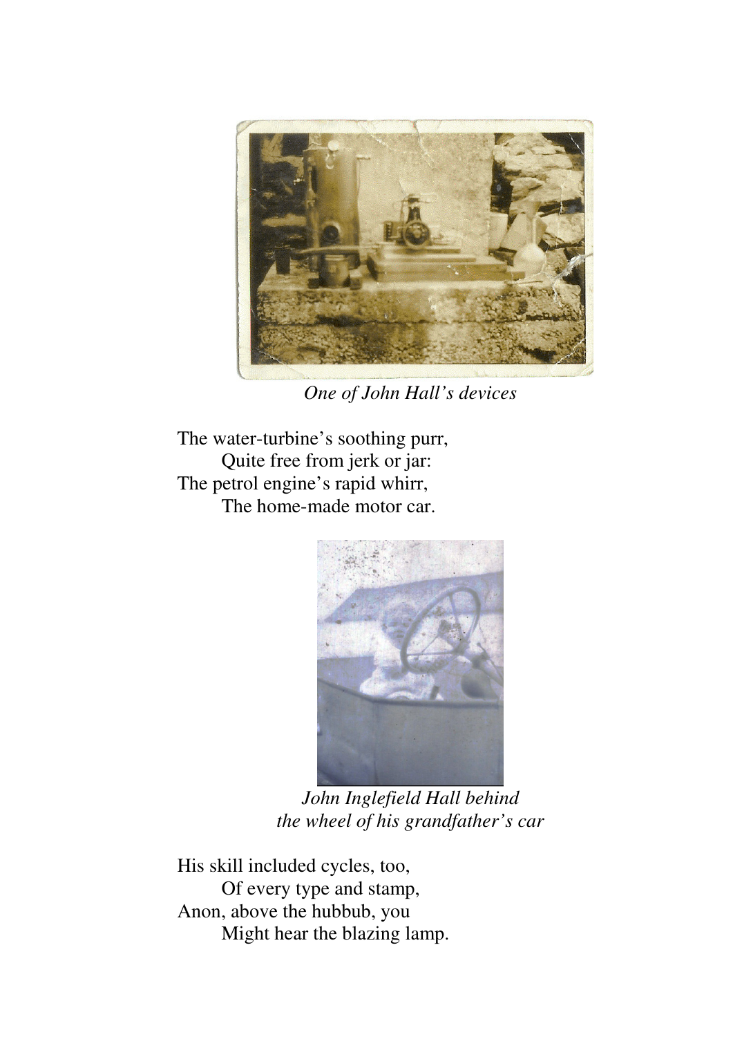*One of John Hall's devices*

The water-turbine's soothing purr,
&nbsp;&nbsp;&nbsp;&nbsp;&nbsp;&nbsp;&nbsp;&nbsp;Quite free from jerk or jar:
The petrol engine's rapid whirr,
&nbsp;&nbsp;&nbsp;&nbsp;&nbsp;&nbsp;&nbsp;&nbsp;The home-made motor car.

*John Inglefield Hall behind the wheel of his grandfather's car*

His skill included cycles, too,
&nbsp;&nbsp;&nbsp;&nbsp;&nbsp;&nbsp;&nbsp;&nbsp;Of every type and stamp,
Anon, above the hubbub, you
&nbsp;&nbsp;&nbsp;&nbsp;&nbsp;&nbsp;&nbsp;&nbsp;Might hear the blazing lamp.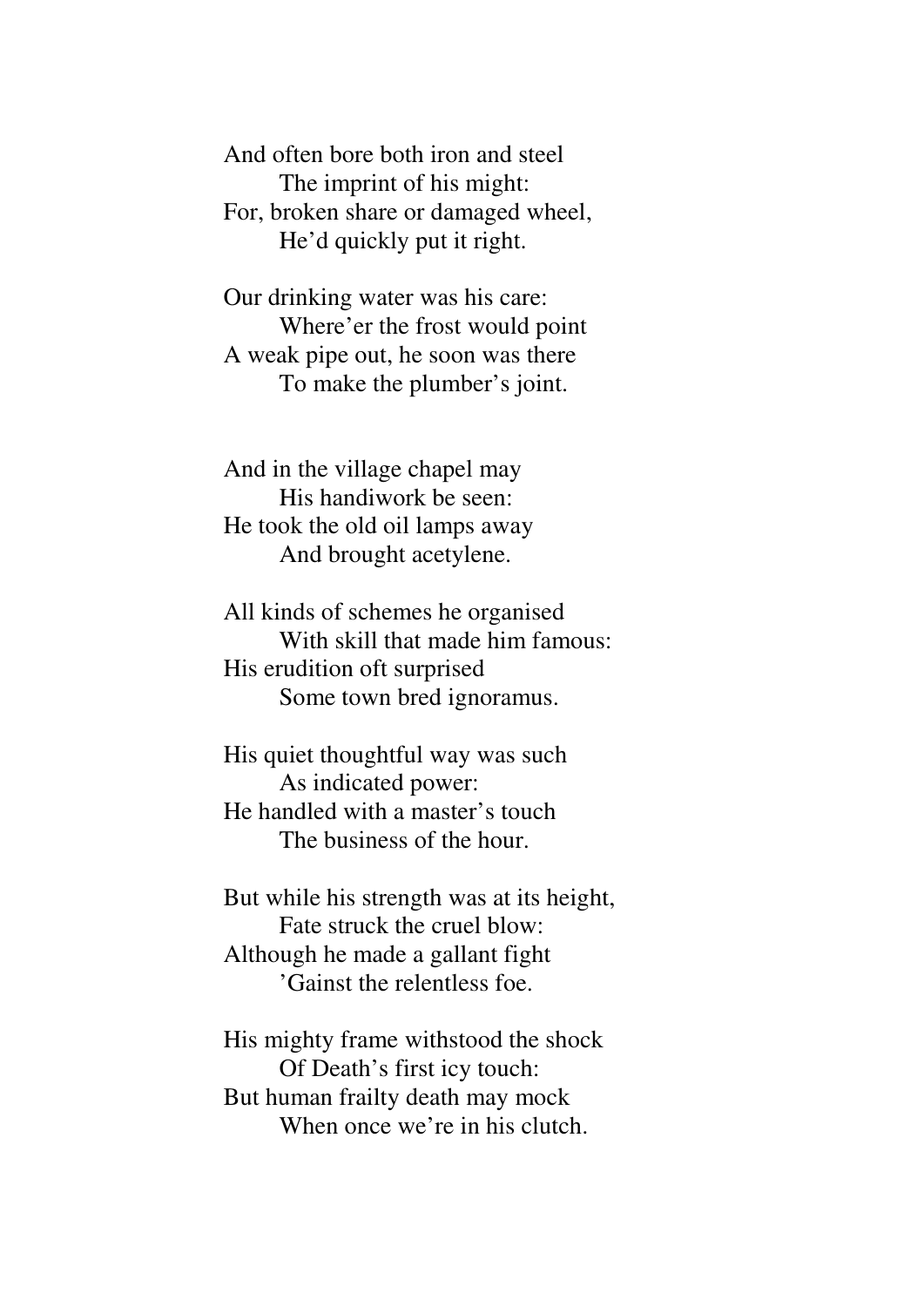And often bore both iron and steel  
        The imprint of his might:  
For, broken share or damaged wheel,  
        He'd quickly put it right.

Our drinking water was his care:  
        Where'er the frost would point  
A weak pipe out, he soon was there  
        To make the plumber's joint.

And in the village chapel may  
        His handiwork be seen:  
He took the old oil lamps away  
        And brought acetylene.

All kinds of schemes he organised  
        With skill that made him famous:  
His erudition oft surprised  
        Some town bred ignoramus.

His quiet thoughtful way was such  
        As indicated power:  
He handled with a master's touch  
        The business of the hour.

But while his strength was at its height,  
        Fate struck the cruel blow:  
Although he made a gallant fight  
        'Gainst the relentless foe.

His mighty frame withstood the shock  
        Of Death's first icy touch:  
But human frailty death may mock  
        When once we're in his clutch.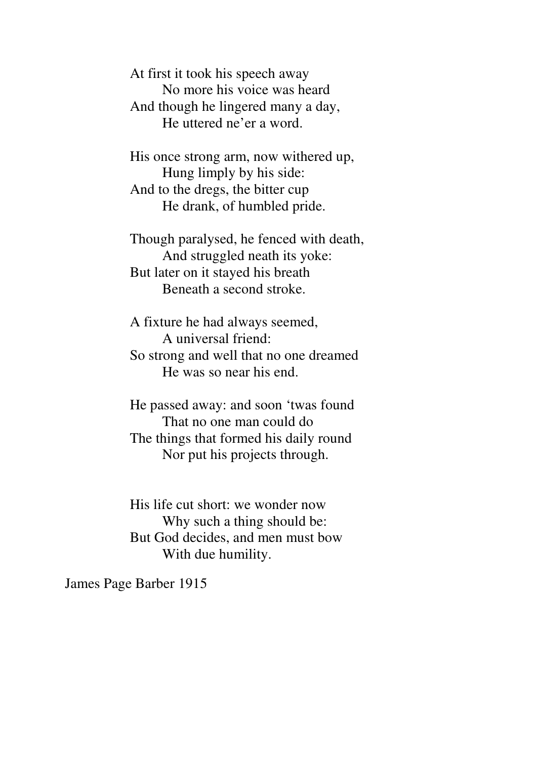At first it took his speech away  
        No more his voice was heard  
And though he lingered many a day,  
        He uttered ne'er a word.

His once strong arm, now withered up,  
        Hung limply by his side:  
And to the dregs, the bitter cup  
        He drank, of humbled pride.

Though paralysed, he fenced with death,  
        And struggled neath its yoke:  
But later on it stayed his breath  
        Beneath a second stroke.

A fixture he had always seemed,  
        A universal friend:  
So strong and well that no one dreamed  
        He was so near his end.

He passed away: and soon 'twas found  
        That no one man could do  
The things that formed his daily round  
        Nor put his projects through.

His life cut short: we wonder now  
        Why such a thing should be:  
But God decides, and men must bow  
        With due humility.

James Page Barber 1915